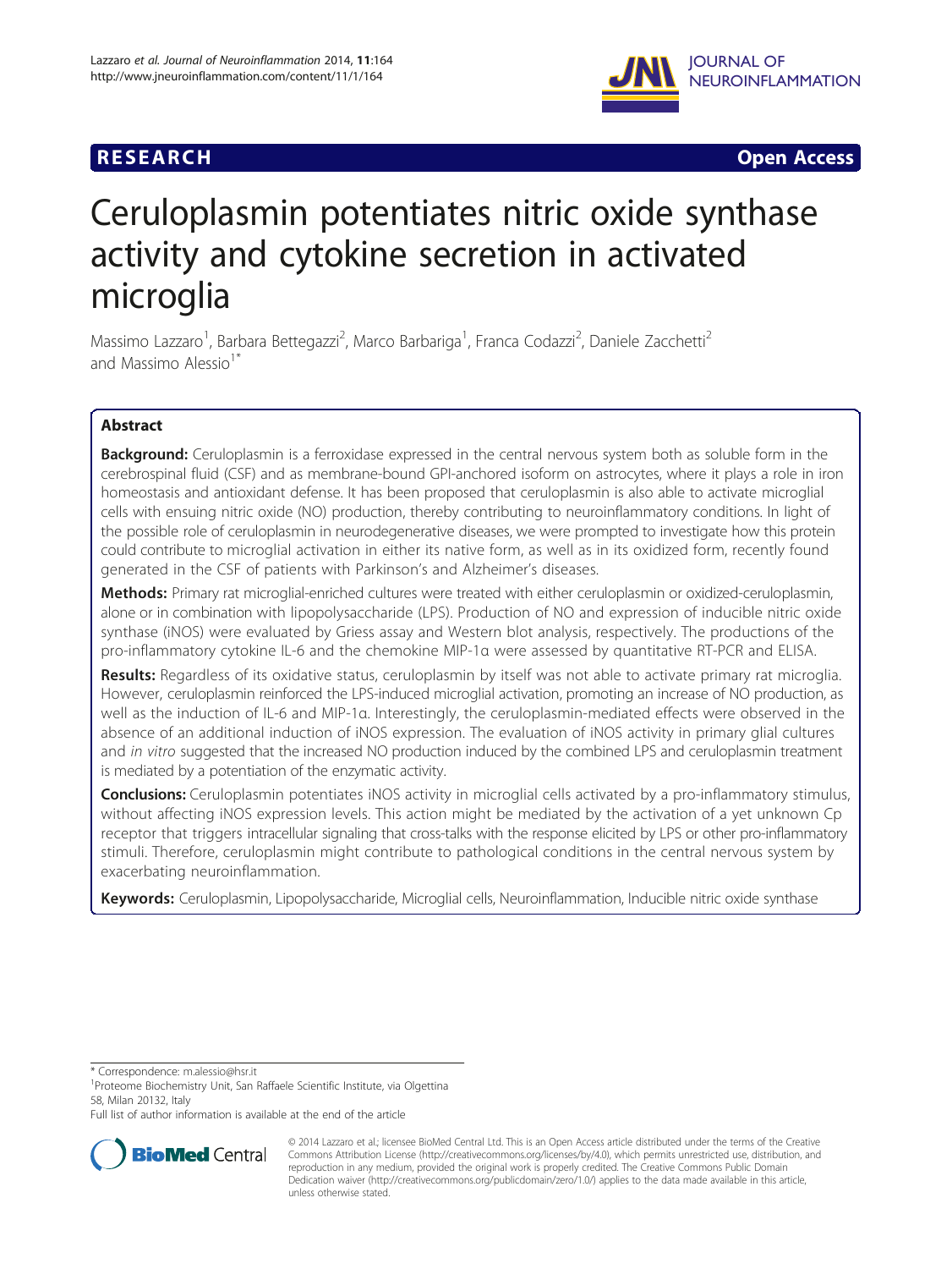**RESEARCH** **Open Access**

# Ceruloplasmin potentiates nitric oxide synthase activity and cytokine secretion in activated microglia

Massimo Lazzaro[1], Barbara Bettegazzi[2], Marco Barbariga[1], Franca Codazzi[2], Daniele Zacchetti[2] and Massimo Alessio[1*]

## Abstract

**Background:** Ceruloplasmin is a ferroxidase expressed in the central nervous system both as soluble form in the cerebrospinal fluid (CSF) and as membrane-bound GPI-anchored isoform on astrocytes, where it plays a role in iron homeostasis and antioxidant defense. It has been proposed that ceruloplasmin is also able to activate microglial cells with ensuing nitric oxide (NO) production, thereby contributing to neuroinflammatory conditions. In light of the possible role of ceruloplasmin in neurodegenerative diseases, we were prompted to investigate how this protein could contribute to microglial activation in either its native form, as well as in its oxidized form, recently found generated in the CSF of patients with Parkinson's and Alzheimer's diseases.

**Methods:** Primary rat microglial-enriched cultures were treated with either ceruloplasmin or oxidized-ceruloplasmin, alone or in combination with lipopolysaccharide (LPS). Production of NO and expression of inducible nitric oxide synthase (iNOS) were evaluated by Griess assay and Western blot analysis, respectively. The productions of the pro-inflammatory cytokine IL-6 and the chemokine MIP-1α were assessed by quantitative RT-PCR and ELISA.

**Results:** Regardless of its oxidative status, ceruloplasmin by itself was not able to activate primary rat microglia. However, ceruloplasmin reinforced the LPS-induced microglial activation, promoting an increase of NO production, as well as the induction of IL-6 and MIP-1α. Interestingly, the ceruloplasmin-mediated effects were observed in the absence of an additional induction of iNOS expression. The evaluation of iNOS activity in primary glial cultures and *in vitro* suggested that the increased NO production induced by the combined LPS and ceruloplasmin treatment is mediated by a potentiation of the enzymatic activity.

**Conclusions:** Ceruloplasmin potentiates iNOS activity in microglial cells activated by a pro-inflammatory stimulus, without affecting iNOS expression levels. This action might be mediated by the activation of a yet unknown Cp receptor that triggers intracellular signaling that cross-talks with the response elicited by LPS or other pro-inflammatory stimuli. Therefore, ceruloplasmin might contribute to pathological conditions in the central nervous system by exacerbating neuroinflammation.

**Keywords:** Ceruloplasmin, Lipopolysaccharide, Microglial cells, Neuroinflammation, Inducible nitric oxide synthase

\* Correspondence: m.alessio@hsr.it

[1]Proteome Biochemistry Unit, San Raffaele Scientific Institute, via Olgettina 58, Milan 20132, Italy

Full list of author information is available at the end of the article

© 2014 Lazzaro et al.; licensee BioMed Central Ltd. This is an Open Access article distributed under the terms of the Creative Commons Attribution License (http://creativecommons.org/licenses/by/4.0), which permits unrestricted use, distribution, and reproduction in any medium, provided the original work is properly credited. The Creative Commons Public Domain Dedication waiver (http://creativecommons.org/publicdomain/zero/1.0/) applies to the data made available in this article, unless otherwise stated.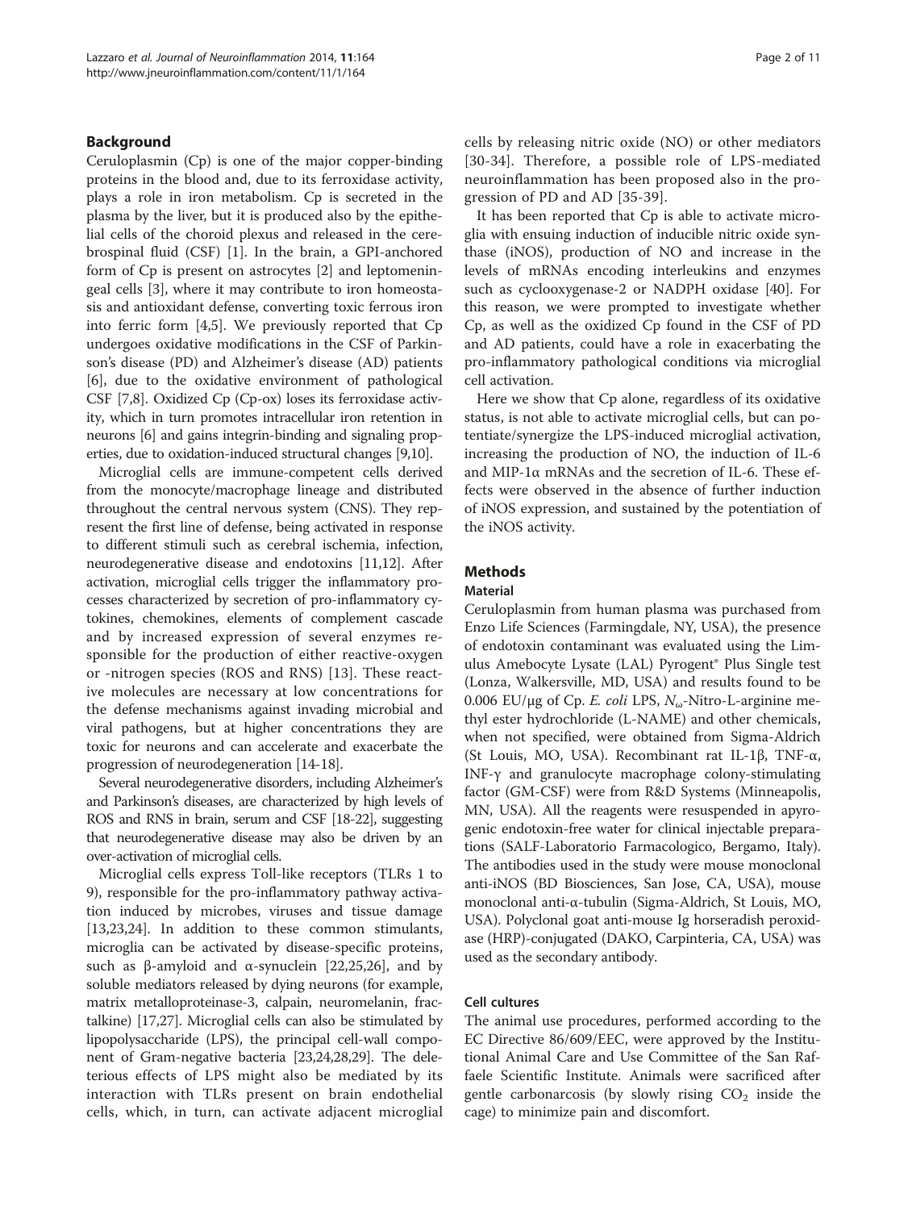## Background

Ceruloplasmin (Cp) is one of the major copper-binding proteins in the blood and, due to its ferroxidase activity, plays a role in iron metabolism. Cp is secreted in the plasma by the liver, but it is produced also by the epithelial cells of the choroid plexus and released in the cerebrospinal fluid (CSF) [1]. In the brain, a GPI-anchored form of Cp is present on astrocytes [2] and leptomeningeal cells [3], where it may contribute to iron homeostasis and antioxidant defense, converting toxic ferrous iron into ferric form [4,5]. We previously reported that Cp undergoes oxidative modifications in the CSF of Parkinson's disease (PD) and Alzheimer's disease (AD) patients [6], due to the oxidative environment of pathological CSF [7,8]. Oxidized Cp (Cp-ox) loses its ferroxidase activity, which in turn promotes intracellular iron retention in neurons [6] and gains integrin-binding and signaling properties, due to oxidation-induced structural changes [9,10].

Microglial cells are immune-competent cells derived from the monocyte/macrophage lineage and distributed throughout the central nervous system (CNS). They represent the first line of defense, being activated in response to different stimuli such as cerebral ischemia, infection, neurodegenerative disease and endotoxins [11,12]. After activation, microglial cells trigger the inflammatory processes characterized by secretion of pro-inflammatory cytokines, chemokines, elements of complement cascade and by increased expression of several enzymes responsible for the production of either reactive-oxygen or -nitrogen species (ROS and RNS) [13]. These reactive molecules are necessary at low concentrations for the defense mechanisms against invading microbial and viral pathogens, but at higher concentrations they are toxic for neurons and can accelerate and exacerbate the progression of neurodegeneration [14-18].

Several neurodegenerative disorders, including Alzheimer's and Parkinson's diseases, are characterized by high levels of ROS and RNS in brain, serum and CSF [18-22], suggesting that neurodegenerative disease may also be driven by an over-activation of microglial cells.

Microglial cells express Toll-like receptors (TLRs 1 to 9), responsible for the pro-inflammatory pathway activation induced by microbes, viruses and tissue damage [13,23,24]. In addition to these common stimulants, microglia can be activated by disease-specific proteins, such as β-amyloid and α-synuclein [22,25,26], and by soluble mediators released by dying neurons (for example, matrix metalloproteinase-3, calpain, neuromelanin, fractalkine) [17,27]. Microglial cells can also be stimulated by lipopolysaccharide (LPS), the principal cell-wall component of Gram-negative bacteria [23,24,28,29]. The deleterious effects of LPS might also be mediated by its interaction with TLRs present on brain endothelial cells, which, in turn, can activate adjacent microglial cells by releasing nitric oxide (NO) or other mediators [30-34]. Therefore, a possible role of LPS-mediated neuroinflammation has been proposed also in the progression of PD and AD [35-39].

It has been reported that Cp is able to activate microglia with ensuing induction of inducible nitric oxide synthase (iNOS), production of NO and increase in the levels of mRNAs encoding interleukins and enzymes such as cyclooxygenase-2 or NADPH oxidase [40]. For this reason, we were prompted to investigate whether Cp, as well as the oxidized Cp found in the CSF of PD and AD patients, could have a role in exacerbating the pro-inflammatory pathological conditions via microglial cell activation.

Here we show that Cp alone, regardless of its oxidative status, is not able to activate microglial cells, but can potentiate/synergize the LPS-induced microglial activation, increasing the production of NO, the induction of IL-6 and MIP-1α mRNAs and the secretion of IL-6. These effects were observed in the absence of further induction of iNOS expression, and sustained by the potentiation of the iNOS activity.

## Methods

### Material

Ceruloplasmin from human plasma was purchased from Enzo Life Sciences (Farmingdale, NY, USA), the presence of endotoxin contaminant was evaluated using the Limulus Amebocyte Lysate (LAL) Pyrogent® Plus Single test (Lonza, Walkersville, MD, USA) and results found to be 0.006 EU/μg of Cp. *E. coli* LPS, $N_{\omega}$-Nitro-L-arginine methyl ester hydrochloride (L-NAME) and other chemicals, when not specified, were obtained from Sigma-Aldrich (St Louis, MO, USA). Recombinant rat IL-1β, TNF-α, INF-γ and granulocyte macrophage colony-stimulating factor (GM-CSF) were from R&D Systems (Minneapolis, MN, USA). All the reagents were resuspended in apyrogenic endotoxin-free water for clinical injectable preparations (SALF-Laboratorio Farmacologico, Bergamo, Italy). The antibodies used in the study were mouse monoclonal anti-iNOS (BD Biosciences, San Jose, CA, USA), mouse monoclonal anti-α-tubulin (Sigma-Aldrich, St Louis, MO, USA). Polyclonal goat anti-mouse Ig horseradish peroxidase (HRP)-conjugated (DAKO, Carpinteria, CA, USA) was used as the secondary antibody.

### Cell cultures

The animal use procedures, performed according to the EC Directive 86/609/EEC, were approved by the Institutional Animal Care and Use Committee of the San Raffaele Scientific Institute. Animals were sacrificed after gentle carbonarcosis (by slowly rising $CO_2$ inside the cage) to minimize pain and discomfort.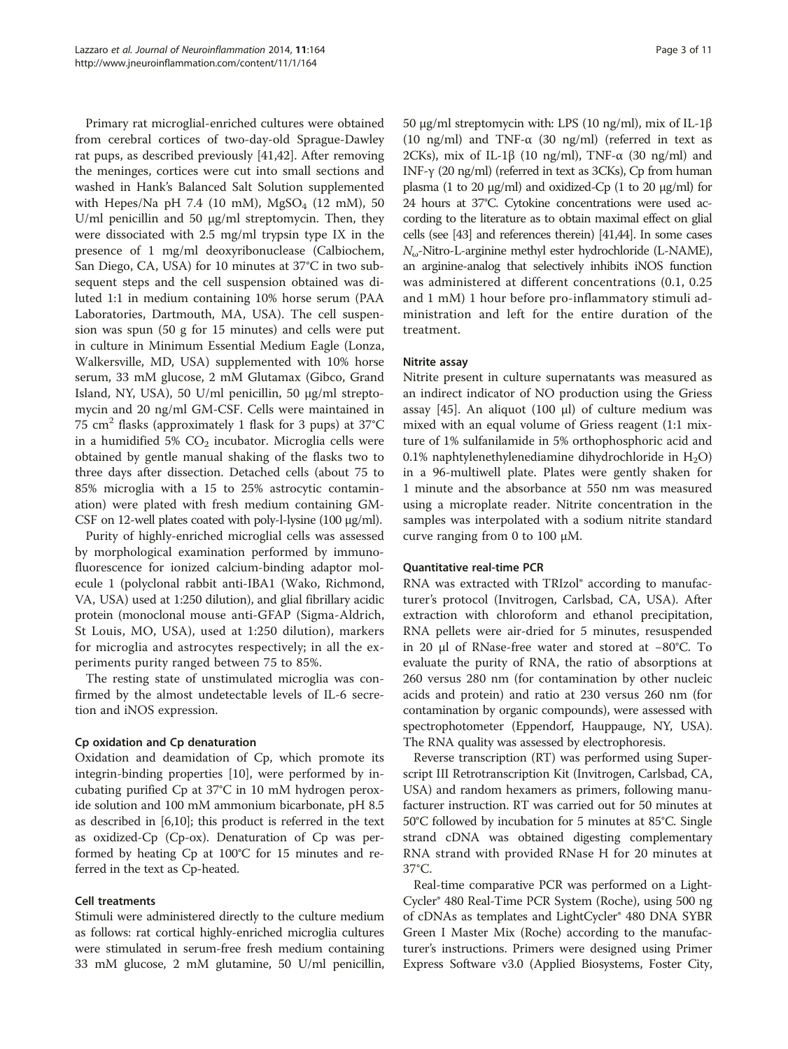Primary rat microglial-enriched cultures were obtained from cerebral cortices of two-day-old Sprague-Dawley rat pups, as described previously [41,42]. After removing the meninges, cortices were cut into small sections and washed in Hank's Balanced Salt Solution supplemented with Hepes/Na pH 7.4 (10 mM), $MgSO_4$ (12 mM), 50 U/ml penicillin and 50 μg/ml streptomycin. Then, they were dissociated with 2.5 mg/ml trypsin type IX in the presence of 1 mg/ml deoxyribonuclease (Calbiochem, San Diego, CA, USA) for 10 minutes at 37°C in two subsequent steps and the cell suspension obtained was diluted 1:1 in medium containing 10% horse serum (PAA Laboratories, Dartmouth, MA, USA). The cell suspension was spun (50 g for 15 minutes) and cells were put in culture in Minimum Essential Medium Eagle (Lonza, Walkersville, MD, USA) supplemented with 10% horse serum, 33 mM glucose, 2 mM Glutamax (Gibco, Grand Island, NY, USA), 50 U/ml penicillin, 50 μg/ml streptomycin and 20 ng/ml GM-CSF. Cells were maintained in 75 $cm^2$ flasks (approximately 1 flask for 3 pups) at 37°C in a humidified 5% $CO_2$ incubator. Microglia cells were obtained by gentle manual shaking of the flasks two to three days after dissection. Detached cells (about 75 to 85% microglia with a 15 to 25% astrocytic contamination) were plated with fresh medium containing GM-CSF on 12-well plates coated with poly-l-lysine (100 μg/ml).

Purity of highly-enriched microglial cells was assessed by morphological examination performed by immunofluorescence for ionized calcium-binding adaptor molecule 1 (polyclonal rabbit anti-IBA1 (Wako, Richmond, VA, USA) used at 1:250 dilution), and glial fibrillary acidic protein (monoclonal mouse anti-GFAP (Sigma-Aldrich, St Louis, MO, USA), used at 1:250 dilution), markers for microglia and astrocytes respectively; in all the experiments purity ranged between 75 to 85%.

The resting state of unstimulated microglia was confirmed by the almost undetectable levels of IL-6 secretion and iNOS expression.

#### Cp oxidation and Cp denaturation

Oxidation and deamidation of Cp, which promote its integrin-binding properties [10], were performed by incubating purified Cp at 37°C in 10 mM hydrogen peroxide solution and 100 mM ammonium bicarbonate, pH 8.5 as described in [6,10]; this product is referred in the text as oxidized-Cp (Cp-ox). Denaturation of Cp was performed by heating Cp at 100°C for 15 minutes and referred in the text as Cp-heated.

#### Cell treatments

Stimuli were administered directly to the culture medium as follows: rat cortical highly-enriched microglia cultures were stimulated in serum-free fresh medium containing 33 mM glucose, 2 mM glutamine, 50 U/ml penicillin, 50 μg/ml streptomycin with: LPS (10 ng/ml), mix of IL-1β (10 ng/ml) and TNF-α (30 ng/ml) (referred in text as 2CKs), mix of IL-1β (10 ng/ml), TNF-α (30 ng/ml) and INF-γ (20 ng/ml) (referred in text as 3CKs), Cp from human plasma (1 to 20 μg/ml) and oxidized-Cp (1 to 20 μg/ml) for 24 hours at 37°C. Cytokine concentrations were used according to the literature as to obtain maximal effect on glial cells (see [43] and references therein) [41,44]. In some cases $N_{\omega}$-Nitro-L-arginine methyl ester hydrochloride (L-NAME), an arginine-analog that selectively inhibits iNOS function was administered at different concentrations (0.1, 0.25 and 1 mM) 1 hour before pro-inflammatory stimuli administration and left for the entire duration of the treatment.

#### Nitrite assay

Nitrite present in culture supernatants was measured as an indirect indicator of NO production using the Griess assay [45]. An aliquot (100 μl) of culture medium was mixed with an equal volume of Griess reagent (1:1 mixture of 1% sulfanilamide in 5% orthophosphoric acid and 0.1% naphtylenethylenediamine dihydrochloride in $H_2O$) in a 96-multiwell plate. Plates were gently shaken for 1 minute and the absorbance at 550 nm was measured using a microplate reader. Nitrite concentration in the samples was interpolated with a sodium nitrite standard curve ranging from 0 to 100 μM.

#### Quantitative real-time PCR

RNA was extracted with TRIzol® according to manufacturer's protocol (Invitrogen, Carlsbad, CA, USA). After extraction with chloroform and ethanol precipitation, RNA pellets were air-dried for 5 minutes, resuspended in 20 μl of RNase-free water and stored at −80°C. To evaluate the purity of RNA, the ratio of absorptions at 260 versus 280 nm (for contamination by other nucleic acids and protein) and ratio at 230 versus 260 nm (for contamination by organic compounds), were assessed with spectrophotometer (Eppendorf, Hauppauge, NY, USA). The RNA quality was assessed by electrophoresis.

Reverse transcription (RT) was performed using Superscript III Retrotranscription Kit (Invitrogen, Carlsbad, CA, USA) and random hexamers as primers, following manufacturer instruction. RT was carried out for 50 minutes at 50°C followed by incubation for 5 minutes at 85°C. Single strand cDNA was obtained digesting complementary RNA strand with provided RNase H for 20 minutes at 37°C.

Real-time comparative PCR was performed on a LightCycler® 480 Real-Time PCR System (Roche), using 500 ng of cDNAs as templates and LightCycler® 480 DNA SYBR Green I Master Mix (Roche) according to the manufacturer's instructions. Primers were designed using Primer Express Software v3.0 (Applied Biosystems, Foster City,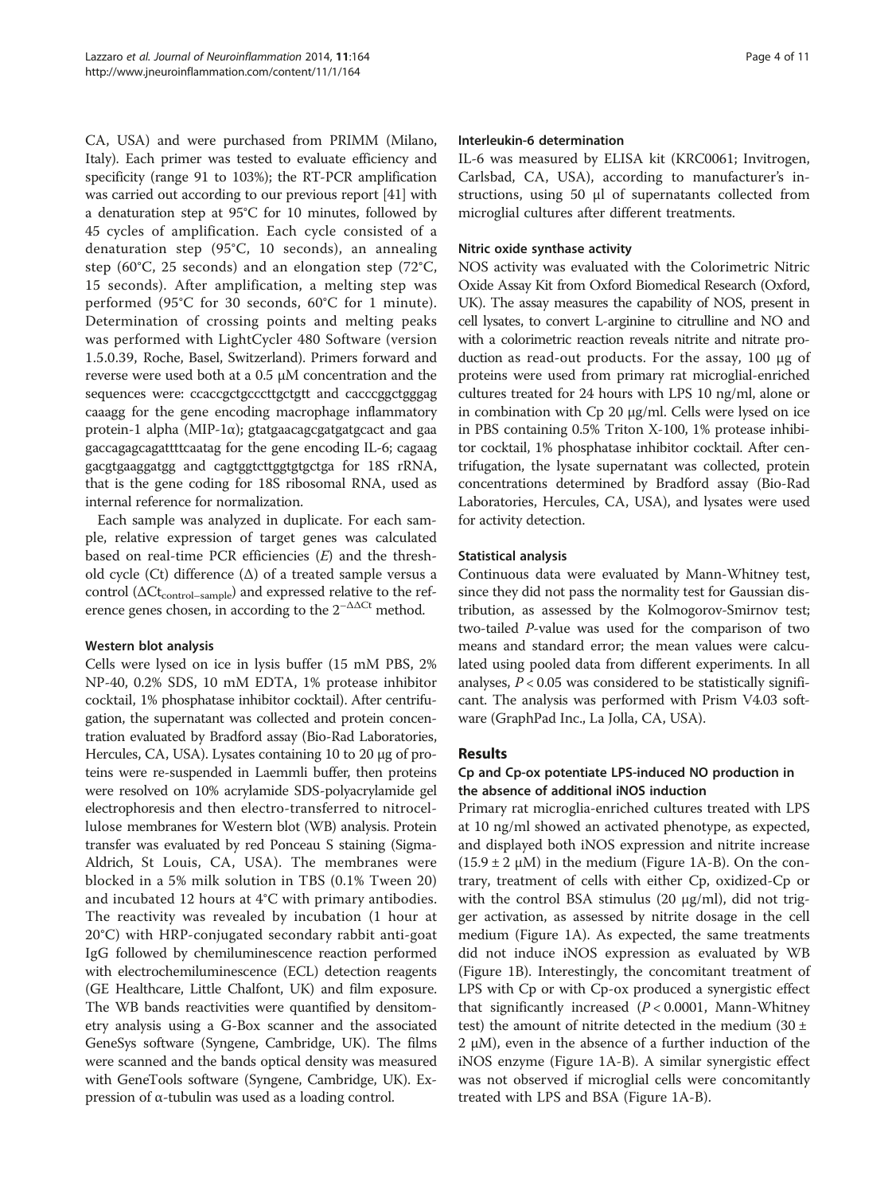CA, USA) and were purchased from PRIMM (Milano, Italy). Each primer was tested to evaluate efficiency and specificity (range 91 to 103%); the RT-PCR amplification was carried out according to our previous report [41] with a denaturation step at 95°C for 10 minutes, followed by 45 cycles of amplification. Each cycle consisted of a denaturation step (95°C, 10 seconds), an annealing step (60°C, 25 seconds) and an elongation step (72°C, 15 seconds). After amplification, a melting step was performed (95°C for 30 seconds, 60°C for 1 minute). Determination of crossing points and melting peaks was performed with LightCycler 480 Software (version 1.5.0.39, Roche, Basel, Switzerland). Primers forward and reverse were used both at a 0.5 μM concentration and the sequences were: ccaccgctgcccttgctgtt and cacccggctgggag caaagg for the gene encoding macrophage inflammatory protein-1 alpha (MIP-1α); gtatgaacagcgatgatgcact and gaa gaccagagcagattttcaatag for the gene encoding IL-6; cagaag gacgtgaaggatgg and cagtggtcttggtgtgctga for 18S rRNA, that is the gene coding for 18S ribosomal RNA, used as internal reference for normalization.

Each sample was analyzed in duplicate. For each sample, relative expression of target genes was calculated based on real-time PCR efficiencies (*E*) and the threshold cycle (Ct) difference (Δ) of a treated sample versus a control ($\Delta Ct_{control-sample}$) and expressed relative to the reference genes chosen, in according to the $2^{-\Delta\Delta Ct}$ method.

#### Western blot analysis

Cells were lysed on ice in lysis buffer (15 mM PBS, 2% NP-40, 0.2% SDS, 10 mM EDTA, 1% protease inhibitor cocktail, 1% phosphatase inhibitor cocktail). After centrifugation, the supernatant was collected and protein concentration evaluated by Bradford assay (Bio-Rad Laboratories, Hercules, CA, USA). Lysates containing 10 to 20 μg of proteins were re-suspended in Laemmli buffer, then proteins were resolved on 10% acrylamide SDS-polyacrylamide gel electrophoresis and then electro-transferred to nitrocellulose membranes for Western blot (WB) analysis. Protein transfer was evaluated by red Ponceau S staining (Sigma-Aldrich, St Louis, CA, USA). The membranes were blocked in a 5% milk solution in TBS (0.1% Tween 20) and incubated 12 hours at 4°C with primary antibodies. The reactivity was revealed by incubation (1 hour at 20°C) with HRP-conjugated secondary rabbit anti-goat IgG followed by chemiluminescence reaction performed with electrochemiluminescence (ECL) detection reagents (GE Healthcare, Little Chalfont, UK) and film exposure. The WB bands reactivities were quantified by densitometry analysis using a G-Box scanner and the associated GeneSys software (Syngene, Cambridge, UK). The films were scanned and the bands optical density was measured with GeneTools software (Syngene, Cambridge, UK). Expression of α-tubulin was used as a loading control.

#### Interleukin-6 determination

IL-6 was measured by ELISA kit (KRC0061; Invitrogen, Carlsbad, CA, USA), according to manufacturer's instructions, using 50 μl of supernatants collected from microglial cultures after different treatments.

#### Nitric oxide synthase activity

NOS activity was evaluated with the Colorimetric Nitric Oxide Assay Kit from Oxford Biomedical Research (Oxford, UK). The assay measures the capability of NOS, present in cell lysates, to convert L-arginine to citrulline and NO and with a colorimetric reaction reveals nitrite and nitrate production as read-out products. For the assay, 100 μg of proteins were used from primary rat microglial-enriched cultures treated for 24 hours with LPS 10 ng/ml, alone or in combination with Cp 20 μg/ml. Cells were lysed on ice in PBS containing 0.5% Triton X-100, 1% protease inhibitor cocktail, 1% phosphatase inhibitor cocktail. After centrifugation, the lysate supernatant was collected, protein concentrations determined by Bradford assay (Bio-Rad Laboratories, Hercules, CA, USA), and lysates were used for activity detection.

#### Statistical analysis

Continuous data were evaluated by Mann-Whitney test, since they did not pass the normality test for Gaussian distribution, as assessed by the Kolmogorov-Smirnov test; two-tailed *P*-value was used for the comparison of two means and standard error; the mean values were calculated using pooled data from different experiments. In all analyses, $P < 0.05$ was considered to be statistically significant. The analysis was performed with Prism V4.03 software (GraphPad Inc., La Jolla, CA, USA).

## Results

### Cp and Cp-ox potentiate LPS-induced NO production in the absence of additional iNOS induction

Primary rat microglia-enriched cultures treated with LPS at 10 ng/ml showed an activated phenotype, as expected, and displayed both iNOS expression and nitrite increase (15.9 ± 2 μM) in the medium (Figure 1A-B). On the contrary, treatment of cells with either Cp, oxidized-Cp or with the control BSA stimulus (20 μg/ml), did not trigger activation, as assessed by nitrite dosage in the cell medium (Figure 1A). As expected, the same treatments did not induce iNOS expression as evaluated by WB (Figure 1B). Interestingly, the concomitant treatment of LPS with Cp or with Cp-ox produced a synergistic effect that significantly increased ($P < 0.0001$, Mann-Whitney test) the amount of nitrite detected in the medium (30 ± 2 μM), even in the absence of a further induction of the iNOS enzyme (Figure 1A-B). A similar synergistic effect was not observed if microglial cells were concomitantly treated with LPS and BSA (Figure 1A-B).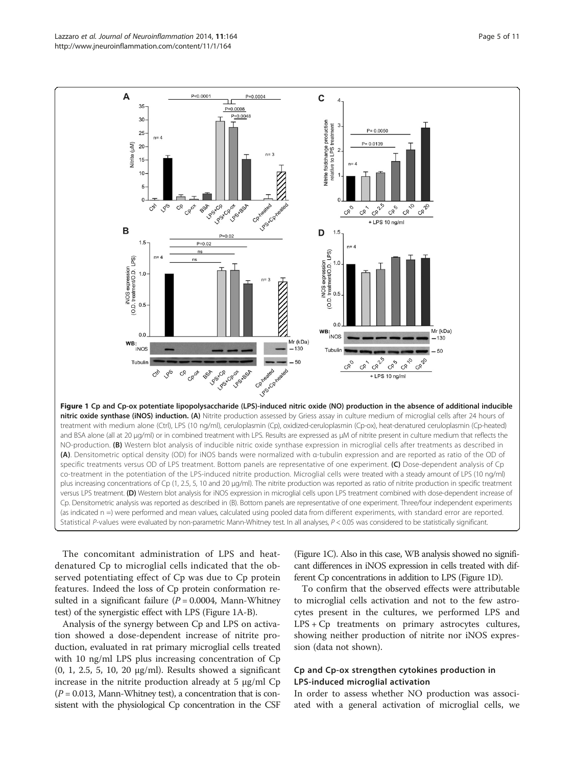**Figure 1 Cp and Cp-ox potentiate lipopolysaccharide (LPS)-induced nitric oxide (NO) production in the absence of additional inducible nitric oxide synthase (iNOS) induction. (A)** Nitrite production assessed by Griess assay in culture medium of microglial cells after 24 hours of treatment with medium alone (Ctrl), LPS (10 ng/ml), ceruloplasmin (Cp), oxidized-ceruloplasmin (Cp-ox), heat-denatured ceruloplasmin (Cp-heated) and BSA alone (all at 20 μg/ml) or in combined treatment with LPS. Results are expressed as μM of nitrite present in culture medium that reflects the NO-production. **(B)** Western blot analysis of inducible nitric oxide synthase expression in microglial cells after treatments as described in **(A)**. Densitometric optical density (OD) for iNOS bands were normalized with α-tubulin expression and are reported as ratio of the OD of specific treatments versus OD of LPS treatment. Bottom panels are representative of one experiment. **(C)** Dose-dependent analysis of Cp co-treatment in the potentiation of the LPS-induced nitrite production. Microglial cells were treated with a steady amount of LPS (10 ng/ml) plus increasing concentrations of Cp (1, 2.5, 5, 10 and 20 μg/ml). The nitrite production was reported as ratio of nitrite production in specific treatment versus LPS treatment. **(D)** Western blot analysis for iNOS expression in microglial cells upon LPS treatment combined with dose-dependent increase of Cp. Densitometric analysis was reported as described in (B). Bottom panels are representative of one experiment. Three/four independent experiments (as indicated n =) were performed and mean values, calculated using pooled data from different experiments, with standard error are reported. Statistical *P*-values were evaluated by non-parametric Mann-Whitney test. In all analyses, $P < 0.05$ was considered to be statistically significant.

The concomitant administration of LPS and heat-denatured Cp to microglial cells indicated that the observed potentiating effect of Cp was due to Cp protein features. Indeed the loss of Cp protein conformation resulted in a significant failure ($P = 0.0004$, Mann-Whitney test) of the synergistic effect with LPS (Figure 1A-B).

Analysis of the synergy between Cp and LPS on activation showed a dose-dependent increase of nitrite production, evaluated in rat primary microglial cells treated with 10 ng/ml LPS plus increasing concentration of Cp (0, 1, 2.5, 5, 10, 20 μg/ml). Results showed a significant increase in the nitrite production already at 5 μg/ml Cp ($P = 0.013$, Mann-Whitney test), a concentration that is consistent with the physiological Cp concentration in the CSF (Figure 1C). Also in this case, WB analysis showed no significant differences in iNOS expression in cells treated with different Cp concentrations in addition to LPS (Figure 1D).

To confirm that the observed effects were attributable to microglial cells activation and not to the few astrocytes present in the cultures, we performed LPS and LPS + Cp treatments on primary astrocytes cultures, showing neither production of nitrite nor iNOS expression (data not shown).

### Cp and Cp-ox strengthen cytokines production in LPS-induced microglial activation

In order to assess whether NO production was associated with a general activation of microglial cells, we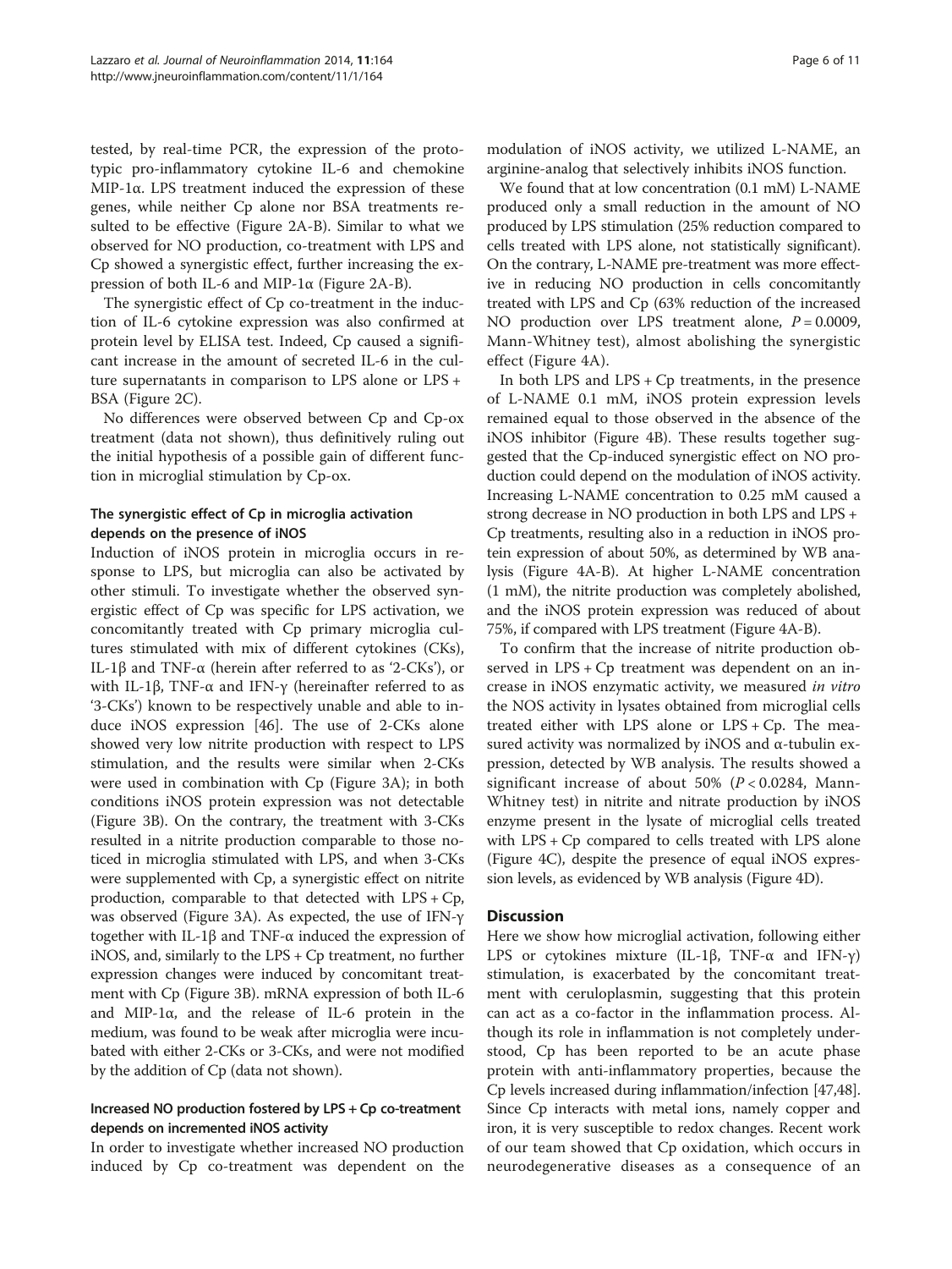tested, by real-time PCR, the expression of the prototypic pro-inflammatory cytokine IL-6 and chemokine MIP-1α. LPS treatment induced the expression of these genes, while neither Cp alone nor BSA treatments resulted to be effective (Figure 2A-B). Similar to what we observed for NO production, co-treatment with LPS and Cp showed a synergistic effect, further increasing the expression of both IL-6 and MIP-1α (Figure 2A-B).

The synergistic effect of Cp co-treatment in the induction of IL-6 cytokine expression was also confirmed at protein level by ELISA test. Indeed, Cp caused a significant increase in the amount of secreted IL-6 in the culture supernatants in comparison to LPS alone or LPS + BSA (Figure 2C).

No differences were observed between Cp and Cp-ox treatment (data not shown), thus definitively ruling out the initial hypothesis of a possible gain of different function in microglial stimulation by Cp-ox.

### The synergistic effect of Cp in microglia activation depends on the presence of iNOS

Induction of iNOS protein in microglia occurs in response to LPS, but microglia can also be activated by other stimuli. To investigate whether the observed synergistic effect of Cp was specific for LPS activation, we concomitantly treated with Cp primary microglia cultures stimulated with mix of different cytokines (CKs), IL-1β and TNF-α (herein after referred to as '2-CKs'), or with IL-1β, TNF-α and IFN-γ (hereinafter referred to as '3-CKs') known to be respectively unable and able to induce iNOS expression [46]. The use of 2-CKs alone showed very low nitrite production with respect to LPS stimulation, and the results were similar when 2-CKs were used in combination with Cp (Figure 3A); in both conditions iNOS protein expression was not detectable (Figure 3B). On the contrary, the treatment with 3-CKs resulted in a nitrite production comparable to those noticed in microglia stimulated with LPS, and when 3-CKs were supplemented with Cp, a synergistic effect on nitrite production, comparable to that detected with LPS + Cp, was observed (Figure 3A). As expected, the use of IFN-γ together with IL-1β and TNF-α induced the expression of iNOS, and, similarly to the LPS + Cp treatment, no further expression changes were induced by concomitant treatment with Cp (Figure 3B). mRNA expression of both IL-6 and MIP-1α, and the release of IL-6 protein in the medium, was found to be weak after microglia were incubated with either 2-CKs or 3-CKs, and were not modified by the addition of Cp (data not shown).

### Increased NO production fostered by LPS + Cp co-treatment depends on incremented iNOS activity

In order to investigate whether increased NO production induced by Cp co-treatment was dependent on the modulation of iNOS activity, we utilized L-NAME, an arginine-analog that selectively inhibits iNOS function.

We found that at low concentration (0.1 mM) L-NAME produced only a small reduction in the amount of NO produced by LPS stimulation (25% reduction compared to cells treated with LPS alone, not statistically significant). On the contrary, L-NAME pre-treatment was more effective in reducing NO production in cells concomitantly treated with LPS and Cp (63% reduction of the increased NO production over LPS treatment alone, $P = 0.0009$, Mann-Whitney test), almost abolishing the synergistic effect (Figure 4A).

In both LPS and LPS + Cp treatments, in the presence of L-NAME 0.1 mM, iNOS protein expression levels remained equal to those observed in the absence of the iNOS inhibitor (Figure 4B). These results together suggested that the Cp-induced synergistic effect on NO production could depend on the modulation of iNOS activity. Increasing L-NAME concentration to 0.25 mM caused a strong decrease in NO production in both LPS and LPS + Cp treatments, resulting also in a reduction in iNOS protein expression of about 50%, as determined by WB analysis (Figure 4A-B). At higher L-NAME concentration (1 mM), the nitrite production was completely abolished, and the iNOS protein expression was reduced of about 75%, if compared with LPS treatment (Figure 4A-B).

To confirm that the increase of nitrite production observed in LPS + Cp treatment was dependent on an increase in iNOS enzymatic activity, we measured *in vitro* the NOS activity in lysates obtained from microglial cells treated either with LPS alone or LPS + Cp. The measured activity was normalized by iNOS and α-tubulin expression, detected by WB analysis. The results showed a significant increase of about 50% ($P < 0.0284$, Mann-Whitney test) in nitrite and nitrate production by iNOS enzyme present in the lysate of microglial cells treated with LPS + Cp compared to cells treated with LPS alone (Figure 4C), despite the presence of equal iNOS expression levels, as evidenced by WB analysis (Figure 4D).

## Discussion

Here we show how microglial activation, following either LPS or cytokines mixture (IL-1β, TNF-α and IFN-γ) stimulation, is exacerbated by the concomitant treatment with ceruloplasmin, suggesting that this protein can act as a co-factor in the inflammation process. Although its role in inflammation is not completely understood, Cp has been reported to be an acute phase protein with anti-inflammatory properties, because the Cp levels increased during inflammation/infection [47,48]. Since Cp interacts with metal ions, namely copper and iron, it is very susceptible to redox changes. Recent work of our team showed that Cp oxidation, which occurs in neurodegenerative diseases as a consequence of an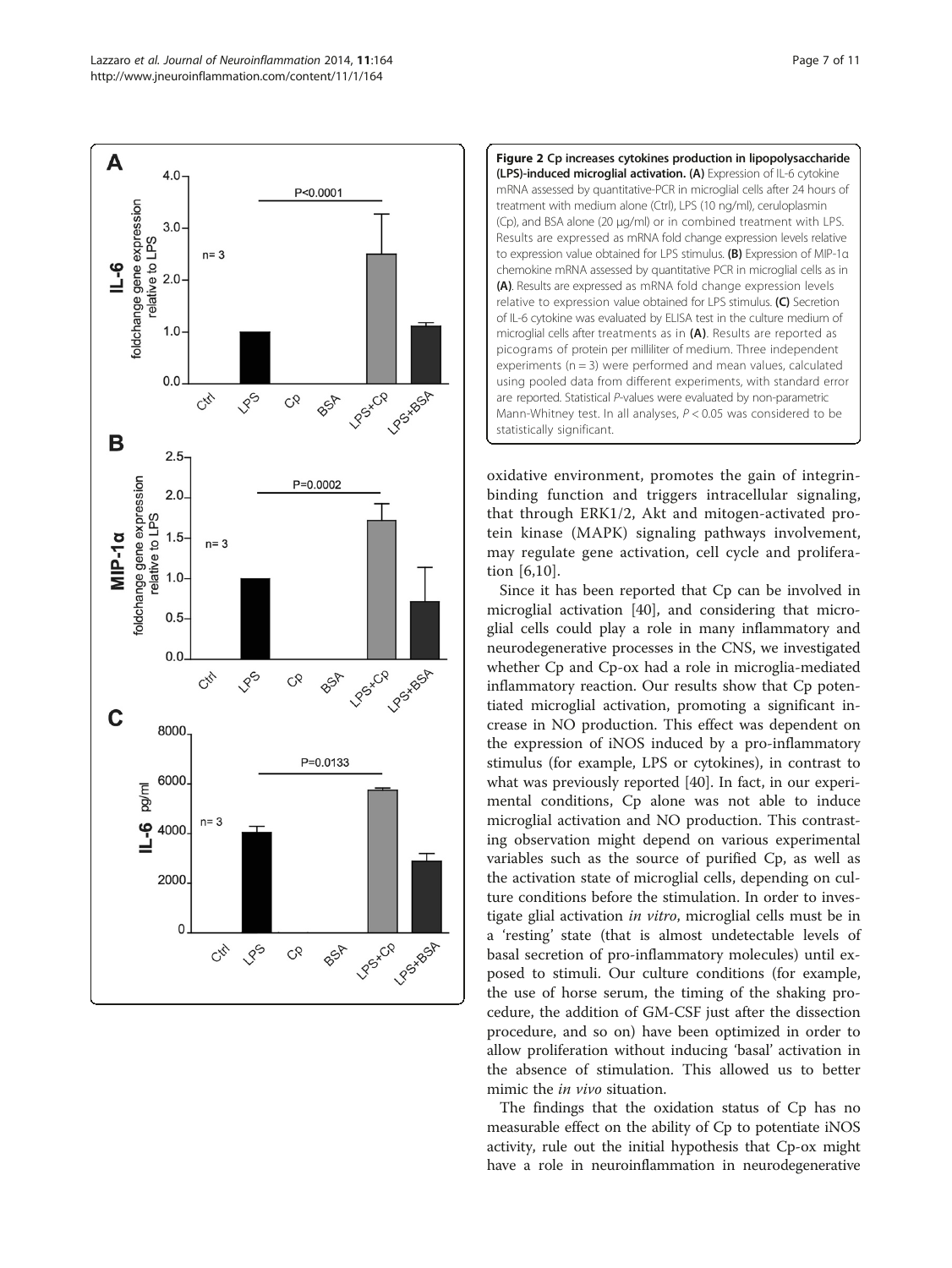**Figure 2 Cp increases cytokines production in lipopolysaccharide (LPS)-induced microglial activation. (A)** Expression of IL-6 cytokine mRNA assessed by quantitative-PCR in microglial cells after 24 hours of treatment with medium alone (Ctrl), LPS (10 ng/ml), ceruloplasmin (Cp), and BSA alone (20 μg/ml) or in combined treatment with LPS. Results are expressed as mRNA fold change expression levels relative to expression value obtained for LPS stimulus. **(B)** Expression of MIP-1α chemokine mRNA assessed by quantitative PCR in microglial cells as in **(A)**. Results are expressed as mRNA fold change expression levels relative to expression value obtained for LPS stimulus. **(C)** Secretion of IL-6 cytokine was evaluated by ELISA test in the culture medium of microglial cells after treatments as in **(A)**. Results are reported as picograms of protein per milliliter of medium. Three independent experiments (n = 3) were performed and mean values, calculated using pooled data from different experiments, with standard error are reported. Statistical *P*-values were evaluated by non-parametric Mann-Whitney test. In all analyses, $P < 0.05$ was considered to be statistically significant.

oxidative environment, promotes the gain of integrin-binding function and triggers intracellular signaling, that through ERK1/2, Akt and mitogen-activated protein kinase (MAPK) signaling pathways involvement, may regulate gene activation, cell cycle and proliferation [6,10].

Since it has been reported that Cp can be involved in microglial activation [40], and considering that microglial cells could play a role in many inflammatory and neurodegenerative processes in the CNS, we investigated whether Cp and Cp-ox had a role in microglia-mediated inflammatory reaction. Our results show that Cp potentiated microglial activation, promoting a significant increase in NO production. This effect was dependent on the expression of iNOS induced by a pro-inflammatory stimulus (for example, LPS or cytokines), in contrast to what was previously reported [40]. In fact, in our experimental conditions, Cp alone was not able to induce microglial activation and NO production. This contrasting observation might depend on various experimental variables such as the source of purified Cp, as well as the activation state of microglial cells, depending on culture conditions before the stimulation. In order to investigate glial activation *in vitro*, microglial cells must be in a 'resting' state (that is almost undetectable levels of basal secretion of pro-inflammatory molecules) until exposed to stimuli. Our culture conditions (for example, the use of horse serum, the timing of the shaking procedure, the addition of GM-CSF just after the dissection procedure, and so on) have been optimized in order to allow proliferation without inducing 'basal' activation in the absence of stimulation. This allowed us to better mimic the *in vivo* situation.

The findings that the oxidation status of Cp has no measurable effect on the ability of Cp to potentiate iNOS activity, rule out the initial hypothesis that Cp-ox might have a role in neuroinflammation in neurodegenerative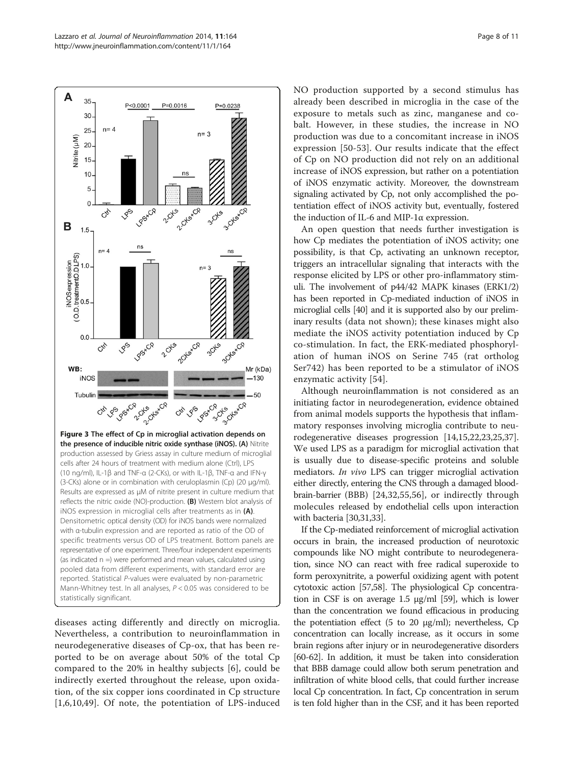**Figure 3 The effect of Cp in microglial activation depends on the presence of inducible nitric oxide synthase (iNOS). (A)** Nitrite production assessed by Griess assay in culture medium of microglial cells after 24 hours of treatment with medium alone (Ctrl), LPS (10 ng/ml), IL-1β and TNF-α (2-CKs), or with IL-1β, TNF-α and IFN-γ (3-CKs) alone or in combination with ceruloplasmin (Cp) (20 μg/ml). Results are expressed as μM of nitrite present in culture medium that reflects the nitric oxide (NO)-production. **(B)** Western blot analysis of iNOS expression in microglial cells after treatments as in **(A)**. Densitometric optical density (OD) for iNOS bands were normalized with α-tubulin expression and are reported as ratio of the OD of specific treatments versus OD of LPS treatment. Bottom panels are representative of one experiment. Three/four independent experiments (as indicated n =) were performed and mean values, calculated using pooled data from different experiments, with standard error are reported. Statistical *P*-values were evaluated by non-parametric Mann-Whitney test. In all analyses, $P < 0.05$ was considered to be statistically significant.

diseases acting differently and directly on microglia. Nevertheless, a contribution to neuroinflammation in neurodegenerative diseases of Cp-ox, that has been reported to be on average about 50% of the total Cp compared to the 20% in healthy subjects [6], could be indirectly exerted throughout the release, upon oxidation, of the six copper ions coordinated in Cp structure [1,6,10,49]. Of note, the potentiation of LPS-induced NO production supported by a second stimulus has already been described in microglia in the case of the exposure to metals such as zinc, manganese and cobalt. However, in these studies, the increase in NO production was due to a concomitant increase in iNOS expression [50-53]. Our results indicate that the effect of Cp on NO production did not rely on an additional increase of iNOS expression, but rather on a potentiation of iNOS enzymatic activity. Moreover, the downstream signaling activated by Cp, not only accomplished the potentiation effect of iNOS activity but, eventually, fostered the induction of IL-6 and MIP-1α expression.

An open question that needs further investigation is how Cp mediates the potentiation of iNOS activity; one possibility, is that Cp, activating an unknown receptor, triggers an intracellular signaling that interacts with the response elicited by LPS or other pro-inflammatory stimuli. The involvement of p44/42 MAPK kinases (ERK1/2) has been reported in Cp-mediated induction of iNOS in microglial cells [40] and it is supported also by our preliminary results (data not shown); these kinases might also mediate the iNOS activity potentiation induced by Cp co-stimulation. In fact, the ERK-mediated phosphorylation of human iNOS on Serine 745 (rat ortholog Ser742) has been reported to be a stimulator of iNOS enzymatic activity [54].

Although neuroinflammation is not considered as an initiating factor in neurodegeneration, evidence obtained from animal models supports the hypothesis that inflammatory responses involving microglia contribute to neurodegenerative diseases progression [14,15,22,23,25,37]. We used LPS as a paradigm for microglial activation that is usually due to disease-specific proteins and soluble mediators. *In vivo* LPS can trigger microglial activation either directly, entering the CNS through a damaged blood-brain-barrier (BBB) [24,32,55,56], or indirectly through molecules released by endothelial cells upon interaction with bacteria [30,31,33].

If the Cp-mediated reinforcement of microglial activation occurs in brain, the increased production of neurotoxic compounds like NO might contribute to neurodegeneration, since NO can react with free radical superoxide to form peroxynitrite, a powerful oxidizing agent with potent cytotoxic action [57,58]. The physiological Cp concentration in CSF is on average 1.5 μg/ml [59], which is lower than the concentration we found efficacious in producing the potentiation effect (5 to 20 μg/ml); nevertheless, Cp concentration can locally increase, as it occurs in some brain regions after injury or in neurodegenerative disorders [60-62]. In addition, it must be taken into consideration that BBB damage could allow both serum penetration and infiltration of white blood cells, that could further increase local Cp concentration. In fact, Cp concentration in serum is ten fold higher than in the CSF, and it has been reported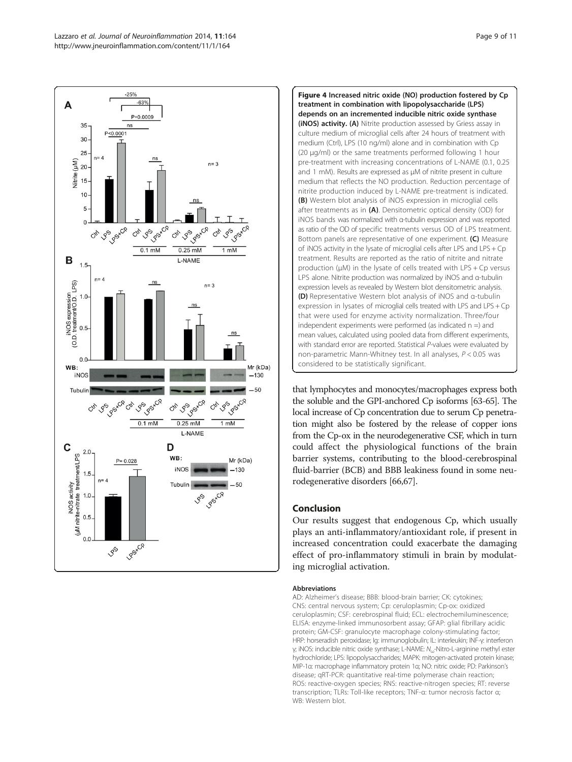**Figure 4 Increased nitric oxide (NO) production fostered by Cp treatment in combination with lipopolysaccharide (LPS) depends on an incremented inducible nitric oxide synthase (iNOS) activity. (A)** Nitrite production assessed by Griess assay in culture medium of microglial cells after 24 hours of treatment with medium (Ctrl), LPS (10 ng/ml) alone and in combination with Cp (20 μg/ml) or the same treatments performed following 1 hour pre-treatment with increasing concentrations of L-NAME (0.1, 0.25 and 1 mM). Results are expressed as μM of nitrite present in culture medium that reflects the NO production. Reduction percentage of nitrite production induced by L-NAME pre-treatment is indicated. **(B)** Western blot analysis of iNOS expression in microglial cells after treatments as in **(A)**. Densitometric optical density (OD) for iNOS bands was normalized with α-tubulin expression and was reported as ratio of the OD of specific treatments versus OD of LPS treatment. Bottom panels are representative of one experiment. **(C)** Measure of iNOS activity in the lysate of microglial cells after LPS and LPS + Cp treatment. Results are reported as the ratio of nitrite and nitrate production (μM) in the lysate of cells treated with LPS + Cp versus LPS alone. Nitrite production was normalized by iNOS and α-tubulin expression levels as revealed by Western blot densitometric analysis. **(D)** Representative Western blot analysis of iNOS and α-tubulin expression in lysates of microglial cells treated with LPS and LPS + Cp that were used for enzyme activity normalization. Three/four independent experiments were performed (as indicated n =) and mean values, calculated using pooled data from different experiments, with standard error are reported. Statistical *P*-values were evaluated by non-parametric Mann-Whitney test. In all analyses, $P < 0.05$ was considered to be statistically significant.

that lymphocytes and monocytes/macrophages express both the soluble and the GPI-anchored Cp isoforms [63-65]. The local increase of Cp concentration due to serum Cp penetration might also be fostered by the release of copper ions from the Cp-ox in the neurodegenerative CSF, which in turn could affect the physiological functions of the brain barrier systems, contributing to the blood-cerebrospinal fluid-barrier (BCB) and BBB leakiness found in some neurodegenerative disorders [66,67].

## Conclusion

Our results suggest that endogenous Cp, which usually plays an anti-inflammatory/antioxidant role, if present in increased concentration could exacerbate the damaging effect of pro-inflammatory stimuli in brain by modulating microglial activation.

### Abbreviations

AD: Alzheimer's disease; BBB: blood-brain barrier; CK: cytokines; CNS: central nervous system; Cp: ceruloplasmin; Cp-ox: oxidized ceruloplasmin; CSF: cerebrospinal fluid; ECL: electrochemiluminescence; ELISA: enzyme-linked immunosorbent assay; GFAP: glial fibrillary acidic protein; GM-CSF: granulocyte macrophage colony-stimulating factor; HRP: horseradish peroxidase; Ig: immunoglobulin; IL: interleukin; INF-γ: interferon γ; iNOS: inducible nitric oxide synthase; L-NAME: $N_{\omega}$-Nitro-L-arginine methyl ester hydrochloride; LPS: lipopolysaccharides; MAPK: mitogen-activated protein kinase; MIP-1α: macrophage inflammatory protein 1α; NO: nitric oxide; PD: Parkinson's disease; qRT-PCR: quantitative real-time polymerase chain reaction; ROS: reactive-oxygen species; RNS: reactive-nitrogen species; RT: reverse transcription; TLRs: Toll-like receptors; TNF-α: tumor necrosis factor α; WB: Western blot.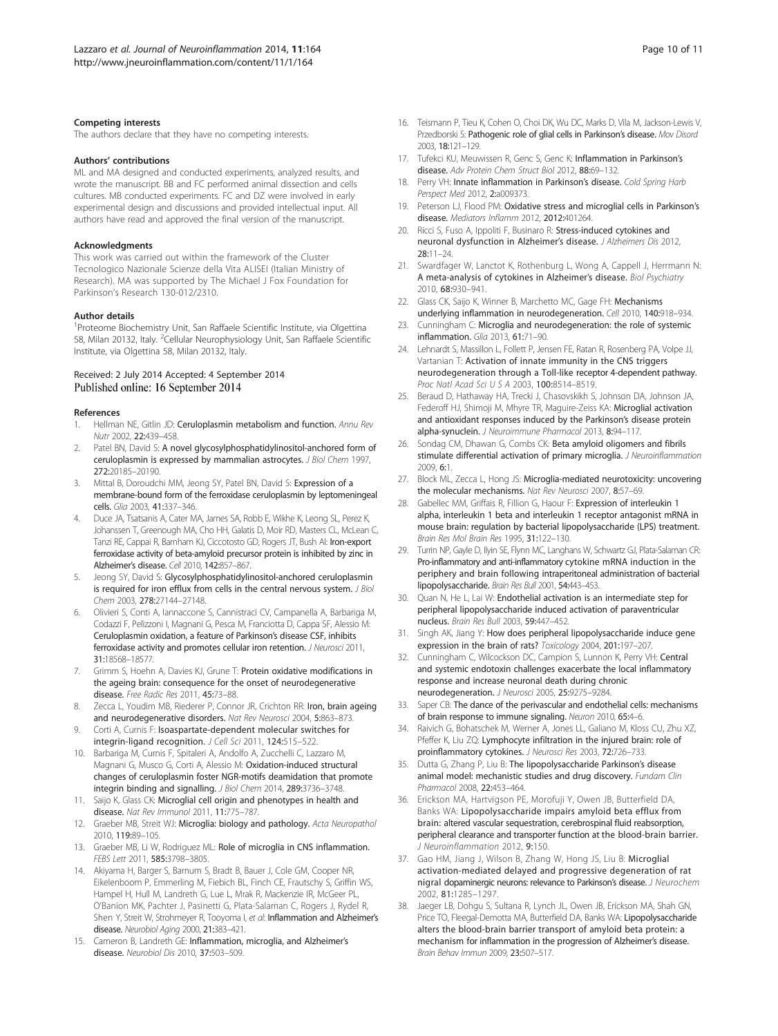### Competing interests

The authors declare that they have no competing interests.

### Authors' contributions

ML and MA designed and conducted experiments, analyzed results, and wrote the manuscript. BB and FC performed animal dissection and cells cultures. MB conducted experiments. FC and DZ were involved in early experimental design and discussions and provided intellectual input. All authors have read and approved the final version of the manuscript.

### Acknowledgments

This work was carried out within the framework of the Cluster Tecnologico Nazionale Scienze della Vita ALISEI (Italian Ministry of Research). MA was supported by The Michael J Fox Foundation for Parkinson's Research 130-012/2310.

### Author details

[1]Proteome Biochemistry Unit, San Raffaele Scientific Institute, via Olgettina 58, Milan 20132, Italy. [2]Cellular Neurophysiology Unit, San Raffaele Scientific Institute, via Olgettina 58, Milan 20132, Italy.

Received: 2 July 2014 Accepted: 4 September 2014
Published online: 16 September 2014

### References

1. Hellman NE, Gitlin JD: **Ceruloplasmin metabolism and function.** *Annu Rev Nutr* 2002, **22:**439–458.
2. Patel BN, David S: **A novel glycosylphosphatidylinositol-anchored form of ceruloplasmin is expressed by mammalian astrocytes.** *J Biol Chem* 1997, **272:**20185–20190.
3. Mittal B, Doroudchi MM, Jeong SY, Patel BN, David S: **Expression of a membrane-bound form of the ferroxidase ceruloplasmin by leptomeningeal cells.** *Glia* 2003, **41:**337–346.
4. Duce JA, Tsatsanis A, Cater MA, James SA, Robb E, Wikhe K, Leong SL, Perez K, Johanssen T, Greenough MA, Cho HH, Galatis D, Moir RD, Masters CL, McLean C, Tanzi RE, Cappai R, Barnham KJ, Ciccotosto GD, Rogers JT, Bush AI: **Iron-export ferroxidase activity of beta-amyloid precursor protein is inhibited by zinc in Alzheimer's disease.** *Cell* 2010, **142:**857–867.
5. Jeong SY, David S: **Glycosylphosphatidylinositol-anchored ceruloplasmin is required for iron efflux from cells in the central nervous system.** *J Biol Chem* 2003, **278:**27144–27148.
6. Olivieri S, Conti A, Iannaccone S, Cannistraci CV, Campanella A, Barbariga M, Codazzi F, Pelizzoni I, Magnani G, Pesca M, Franciotta D, Cappa SF, Alessio M: **Ceruloplasmin oxidation, a feature of Parkinson's disease CSF, inhibits ferroxidase activity and promotes cellular iron retention.** *J Neurosci* 2011, **31:**18568–18577.
7. Grimm S, Hoehn A, Davies KJ, Grune T: **Protein oxidative modifications in the ageing brain: consequence for the onset of neurodegenerative disease.** *Free Radic Res* 2011, **45:**73–88.
8. Zecca L, Youdim MB, Riederer P, Connor JR, Crichton RR: **Iron, brain ageing and neurodegenerative disorders.** *Nat Rev Neurosci* 2004, **5:**863–873.
9. Corti A, Curnis F: **Isoaspartate-dependent molecular switches for integrin-ligand recognition.** *J Cell Sci* 2011, **124:**515–522.
10. Barbariga M, Curnis F, Spitaleri A, Andolfo A, Zucchelli C, Lazzaro M, Magnani G, Musco G, Corti A, Alessio M: **Oxidation-induced structural changes of ceruloplasmin foster NGR-motifs deamidation that promote integrin binding and signalling.** *J Biol Chem* 2014, **289:**3736–3748.
11. Saijo K, Glass CK: **Microglial cell origin and phenotypes in health and disease.** *Nat Rev Immunol* 2011, **11:**775–787.
12. Graeber MB, Streit WJ: **Microglia: biology and pathology.** *Acta Neuropathol* 2010, **119:**89–105.
13. Graeber MB, Li W, Rodriguez ML: **Role of microglia in CNS inflammation.** *FEBS Lett* 2011, **585:**3798–3805.
14. Akiyama H, Barger S, Barnum S, Bradt B, Bauer J, Cole GM, Cooper NR, Eikelenboom P, Emmerling M, Fiebich BL, Finch CE, Frautschy S, Griffin WS, Hampel H, Hull M, Landreth G, Lue L, Mrak R, Mackenzie IR, McGeer PL, O'Banion MK, Pachter J, Pasinetti G, Plata-Salaman C, Rogers J, Rydel R, Shen Y, Streit W, Strohmeyer R, Tooyoma I, *et al*: **Inflammation and Alzheimer's disease.** *Neurobiol Aging* 2000, **21:**383–421.
15. Cameron B, Landreth GE: **Inflammation, microglia, and Alzheimer's disease.** *Neurobiol Dis* 2010, **37:**503–509.
16. Teismann P, Tieu K, Cohen O, Choi DK, Wu DC, Marks D, Vila M, Jackson-Lewis V, Przedborski S: **Pathogenic role of glial cells in Parkinson's disease.** *Mov Disord* 2003, **18:**121–129.
17. Tufekci KU, Meuwissen R, Genc S, Genc K: **Inflammation in Parkinson's disease.** *Adv Protein Chem Struct Biol* 2012, **88:**69–132.
18. Perry VH: **Innate inflammation in Parkinson's disease.** *Cold Spring Harb Perspect Med* 2012, **2:**a009373.
19. Peterson LJ, Flood PM: **Oxidative stress and microglial cells in Parkinson's disease.** *Mediators Inflamm* 2012, **2012:**401264.
20. Ricci S, Fuso A, Ippoliti F, Businaro R: **Stress-induced cytokines and neuronal dysfunction in Alzheimer's disease.** *J Alzheimers Dis* 2012, **28:**11–24.
21. Swardfager W, Lanctot K, Rothenburg L, Wong A, Cappell J, Herrmann N: **A meta-analysis of cytokines in Alzheimer's disease.** *Biol Psychiatry* 2010, **68:**930–941.
22. Glass CK, Saijo K, Winner B, Marchetto MC, Gage FH: **Mechanisms underlying inflammation in neurodegeneration.** *Cell* 2010, **140:**918–934.
23. Cunningham C: **Microglia and neurodegeneration: the role of systemic inflammation.** *Glia* 2013, **61:**71–90.
24. Lehnardt S, Massillon L, Follett P, Jensen FE, Ratan R, Rosenberg PA, Volpe JJ, Vartanian T: **Activation of innate immunity in the CNS triggers neurodegeneration through a Toll-like receptor 4-dependent pathway.** *Proc Natl Acad Sci U S A* 2003, **100:**8514–8519.
25. Beraud D, Hathaway HA, Trecki J, Chasovskikh S, Johnson DA, Johnson JA, Federoff HJ, Shimoji M, Mhyre TR, Maguire-Zeiss KA: **Microglial activation and antioxidant responses induced by the Parkinson's disease protein alpha-synuclein.** *J Neuroimmune Pharmacol* 2013, **8:**94–117.
26. Sondag CM, Dhawan G, Combs CK: **Beta amyloid oligomers and fibrils stimulate differential activation of primary microglia.** *J Neuroinflammation* 2009, **6:**1.
27. Block ML, Zecca L, Hong JS: **Microglia-mediated neurotoxicity: uncovering the molecular mechanisms.** *Nat Rev Neurosci* 2007, **8:**57–69.
28. Gabellec MM, Griffais R, Fillion G, Haour F: **Expression of interleukin 1 alpha, interleukin 1 beta and interleukin 1 receptor antagonist mRNA in mouse brain: regulation by bacterial lipopolysaccharide (LPS) treatment.** *Brain Res Mol Brain Res* 1995, **31:**122–130.
29. Turrin NP, Gayle D, Ilyin SE, Flynn MC, Langhans W, Schwartz GJ, Plata-Salaman CR: **Pro-inflammatory and anti-inflammatory cytokine mRNA induction in the periphery and brain following intraperitoneal administration of bacterial lipopolysaccharide.** *Brain Res Bull* 2001, **54:**443–453.
30. Quan N, He L, Lai W: **Endothelial activation is an intermediate step for peripheral lipopolysaccharide induced activation of paraventricular nucleus.** *Brain Res Bull* 2003, **59:**447–452.
31. Singh AK, Jiang Y: **How does peripheral lipopolysaccharide induce gene expression in the brain of rats?** *Toxicology* 2004, **201:**197–207.
32. Cunningham C, Wilcockson DC, Campion S, Lunnon K, Perry VH: **Central and systemic endotoxin challenges exacerbate the local inflammatory response and increase neuronal death during chronic neurodegeneration.** *J Neurosci* 2005, **25:**9275–9284.
33. Saper CB: **The dance of the perivascular and endothelial cells: mechanisms of brain response to immune signaling.** *Neuron* 2010, **65:**4–6.
34. Raivich G, Bohatschek M, Werner A, Jones LL, Galiano M, Kloss CU, Zhu XZ, Pfeffer K, Liu ZQ: **Lymphocyte infiltration in the injured brain: role of proinflammatory cytokines.** *J Neurosci Res* 2003, **72:**726–733.
35. Dutta G, Zhang P, Liu B: **The lipopolysaccharide Parkinson's disease animal model: mechanistic studies and drug discovery.** *Fundam Clin Pharmacol* 2008, **22:**453–464.
36. Erickson MA, Hartvigson PE, Morofuji Y, Owen JB, Butterfield DA, Banks WA: **Lipopolysaccharide impairs amyloid beta efflux from brain: altered vascular sequestration, cerebrospinal fluid reabsorption, peripheral clearance and transporter function at the blood-brain barrier.** *J Neuroinflammation* 2012, **9:**150.
37. Gao HM, Jiang J, Wilson B, Zhang W, Hong JS, Liu B: **Microglial activation-mediated delayed and progressive degeneration of rat nigral dopaminergic neurons: relevance to Parkinson's disease.** *J Neurochem* 2002, **81:**1285–1297.
38. Jaeger LB, Dohgu S, Sultana R, Lynch JL, Owen JB, Erickson MA, Shah GN, Price TO, Fleegal-Demotta MA, Butterfield DA, Banks WA: **Lipopolysaccharide alters the blood-brain barrier transport of amyloid beta protein: a mechanism for inflammation in the progression of Alzheimer's disease.** *Brain Behav Immun* 2009, **23:**507–517.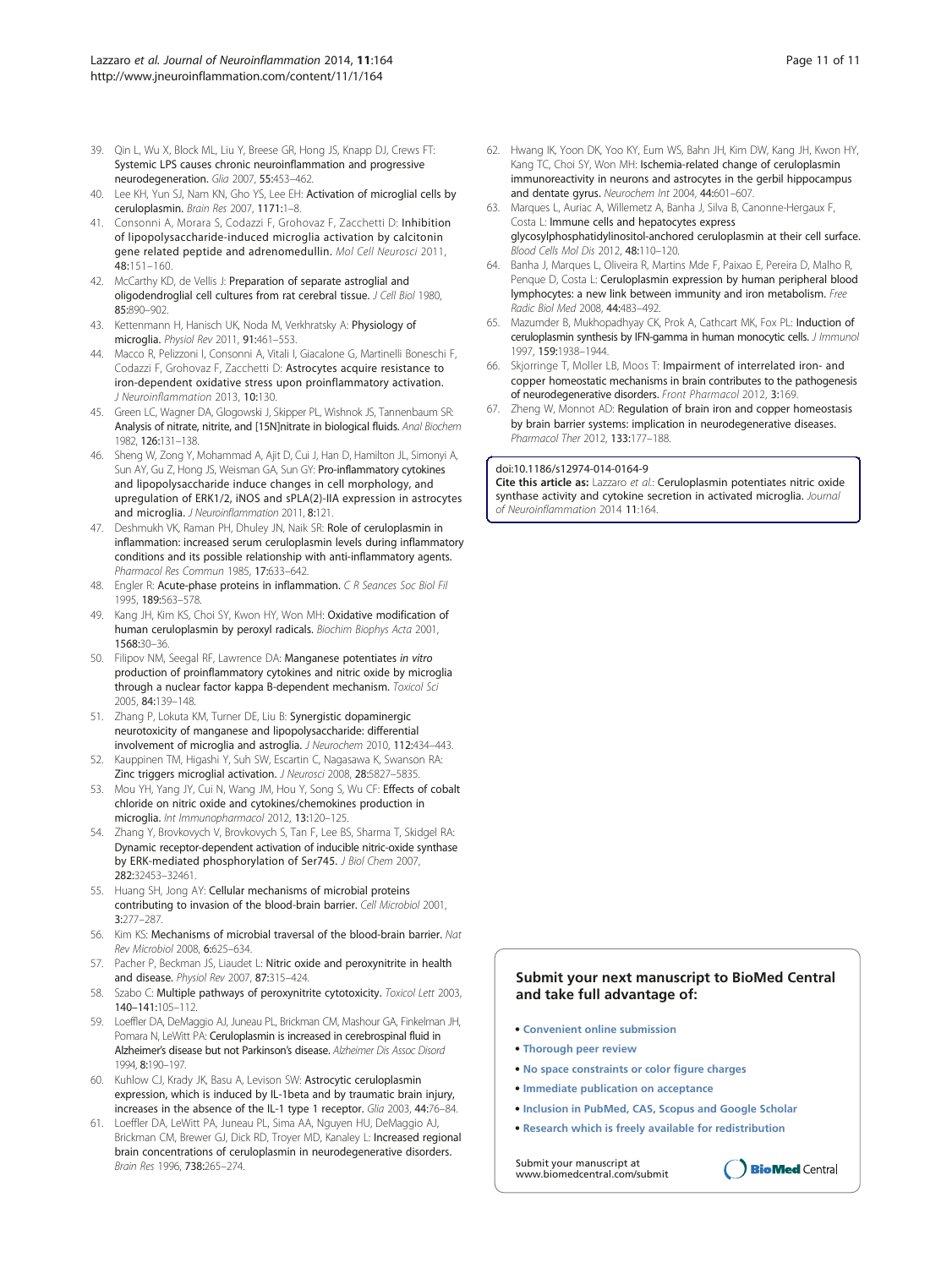39. Qin L, Wu X, Block ML, Liu Y, Breese GR, Hong JS, Knapp DJ, Crews FT: **Systemic LPS causes chronic neuroinflammation and progressive neurodegeneration.** *Glia* 2007, **55:**453–462.
40. Lee KH, Yun SJ, Nam KN, Gho YS, Lee EH: **Activation of microglial cells by ceruloplasmin.** *Brain Res* 2007, **1171:**1–8.
41. Consonni A, Morara S, Codazzi F, Grohovaz F, Zacchetti D: **Inhibition of lipopolysaccharide-induced microglia activation by calcitonin gene related peptide and adrenomedullin.** *Mol Cell Neurosci* 2011, **48:**151–160.
42. McCarthy KD, de Vellis J: **Preparation of separate astroglial and oligodendroglial cell cultures from rat cerebral tissue.** *J Cell Biol* 1980, **85:**890–902.
43. Kettenmann H, Hanisch UK, Noda M, Verkhratsky A: **Physiology of microglia.** *Physiol Rev* 2011, **91:**461–553.
44. Macco R, Pelizzoni I, Consonni A, Vitali I, Giacalone G, Martinelli Boneschi F, Codazzi F, Grohovaz F, Zacchetti D: **Astrocytes acquire resistance to iron-dependent oxidative stress upon proinflammatory activation.** *J Neuroinflammation* 2013, **10:**130.
45. Green LC, Wagner DA, Glogowski J, Skipper PL, Wishnok JS, Tannenbaum SR: **Analysis of nitrate, nitrite, and [15N]nitrate in biological fluids.** *Anal Biochem* 1982, **126:**131–138.
46. Sheng W, Zong Y, Mohammad A, Ajit D, Cui J, Han D, Hamilton JL, Simonyi A, Sun AY, Gu Z, Hong JS, Weisman GA, Sun GY: **Pro-inflammatory cytokines and lipopolysaccharide induce changes in cell morphology, and upregulation of ERK1/2, iNOS and sPLA(2)-IIA expression in astrocytes and microglia.** *J Neuroinflammation* 2011, **8:**121.
47. Deshmukh VK, Raman PH, Dhuley JN, Naik SR: **Role of ceruloplasmin in inflammation: increased serum ceruloplasmin levels during inflammatory conditions and its possible relationship with anti-inflammatory agents.** *Pharmacol Res Commun* 1985, **17:**633–642.
48. Engler R: **Acute-phase proteins in inflammation.** *C R Seances Soc Biol Fil* 1995, **189:**563–578.
49. Kang JH, Kim KS, Choi SY, Kwon HY, Won MH: **Oxidative modification of human ceruloplasmin by peroxyl radicals.** *Biochim Biophys Acta* 2001, **1568:**30–36.
50. Filipov NM, Seegal RF, Lawrence DA: **Manganese potentiates *in vitro* production of proinflammatory cytokines and nitric oxide by microglia through a nuclear factor kappa B-dependent mechanism.** *Toxicol Sci* 2005, **84:**139–148.
51. Zhang P, Lokuta KM, Turner DE, Liu B: **Synergistic dopaminergic neurotoxicity of manganese and lipopolysaccharide: differential involvement of microglia and astroglia.** *J Neurochem* 2010, **112:**434–443.
52. Kauppinen TM, Higashi Y, Suh SW, Escartin C, Nagasawa K, Swanson RA: **Zinc triggers microglial activation.** *J Neurosci* 2008, **28:**5827–5835.
53. Mou YH, Yang JY, Cui N, Wang JM, Hou Y, Song S, Wu CF: **Effects of cobalt chloride on nitric oxide and cytokines/chemokines production in microglia.** *Int Immunopharmacol* 2012, **13:**120–125.
54. Zhang Y, Brovkovych V, Brovkovych S, Tan F, Lee BS, Sharma T, Skidgel RA: **Dynamic receptor-dependent activation of inducible nitric-oxide synthase by ERK-mediated phosphorylation of Ser745.** *J Biol Chem* 2007, **282:**32453–32461.
55. Huang SH, Jong AY: **Cellular mechanisms of microbial proteins contributing to invasion of the blood-brain barrier.** *Cell Microbiol* 2001, **3:**277–287.
56. Kim KS: **Mechanisms of microbial traversal of the blood-brain barrier.** *Nat Rev Microbiol* 2008, **6:**625–634.
57. Pacher P, Beckman JS, Liaudet L: **Nitric oxide and peroxynitrite in health and disease.** *Physiol Rev* 2007, **87:**315–424.
58. Szabo C: **Multiple pathways of peroxynitrite cytotoxicity.** *Toxicol Lett* 2003, **140–141:**105–112.
59. Loeffler DA, DeMaggio AJ, Juneau PL, Brickman CM, Mashour GA, Finkelman JH, Pomara N, LeWitt PA: **Ceruloplasmin is increased in cerebrospinal fluid in Alzheimer's disease but not Parkinson's disease.** *Alzheimer Dis Assoc Disord* 1994, **8:**190–197.
60. Kuhlow CJ, Krady JK, Basu A, Levison SW: **Astrocytic ceruloplasmin expression, which is induced by IL-1beta and by traumatic brain injury, increases in the absence of the IL-1 type 1 receptor.** *Glia* 2003, **44:**76–84.
61. Loeffler DA, LeWitt PA, Juneau PL, Sima AA, Nguyen HU, DeMaggio AJ, Brickman CM, Brewer GJ, Dick RD, Troyer MD, Kanaley L: **Increased regional brain concentrations of ceruloplasmin in neurodegenerative disorders.** *Brain Res* 1996, **738:**265–274.
62. Hwang IK, Yoon DK, Yoo KY, Eum WS, Bahn JH, Kim DW, Kang JH, Kwon HY, Kang TC, Choi SY, Won MH: **Ischemia-related change of ceruloplasmin immunoreactivity in neurons and astrocytes in the gerbil hippocampus and dentate gyrus.** *Neurochem Int* 2004, **44:**601–607.
63. Marques L, Auriac A, Willemetz A, Banha J, Silva B, Canonne-Hergaux F, Costa L: **Immune cells and hepatocytes express glycosylphosphatidylinositol-anchored ceruloplasmin at their cell surface.** *Blood Cells Mol Dis* 2012, **48:**110–120.
64. Banha J, Marques L, Oliveira R, Martins Mde F, Paixao E, Pereira D, Malho R, Penque D, Costa L: **Ceruloplasmin expression by human peripheral blood lymphocytes: a new link between immunity and iron metabolism.** *Free Radic Biol Med* 2008, **44:**483–492.
65. Mazumder B, Mukhopadhyay CK, Prok A, Cathcart MK, Fox PL: **Induction of ceruloplasmin synthesis by IFN-gamma in human monocytic cells.** *J Immunol* 1997, **159:**1938–1944.
66. Skjorringe T, Moller LB, Moos T: **Impairment of interrelated iron- and copper homeostatic mechanisms in brain contributes to the pathogenesis of neurodegenerative disorders.** *Front Pharmacol* 2012, **3:**169.
67. Zheng W, Monnot AD: **Regulation of brain iron and copper homeostasis by brain barrier systems: implication in neurodegenerative diseases.** *Pharmacol Ther* 2012, **133:**177–188.

doi:10.1186/s12974-014-0164-9
**Cite this article as:** Lazzaro *et al.*: Ceruloplasmin potentiates nitric oxide synthase activity and cytokine secretion in activated microglia. *Journal of Neuroinflammation* 2014 **11**:164.

**Submit your next manuscript to BioMed Central and take full advantage of:**

- **Convenient online submission**
- **Thorough peer review**
- **No space constraints or color figure charges**
- **Immediate publication on acceptance**
- **Inclusion in PubMed, CAS, Scopus and Google Scholar**
- **Research which is freely available for redistribution**

Submit your manuscript at
www.biomedcentral.com/submit

BioMed Central